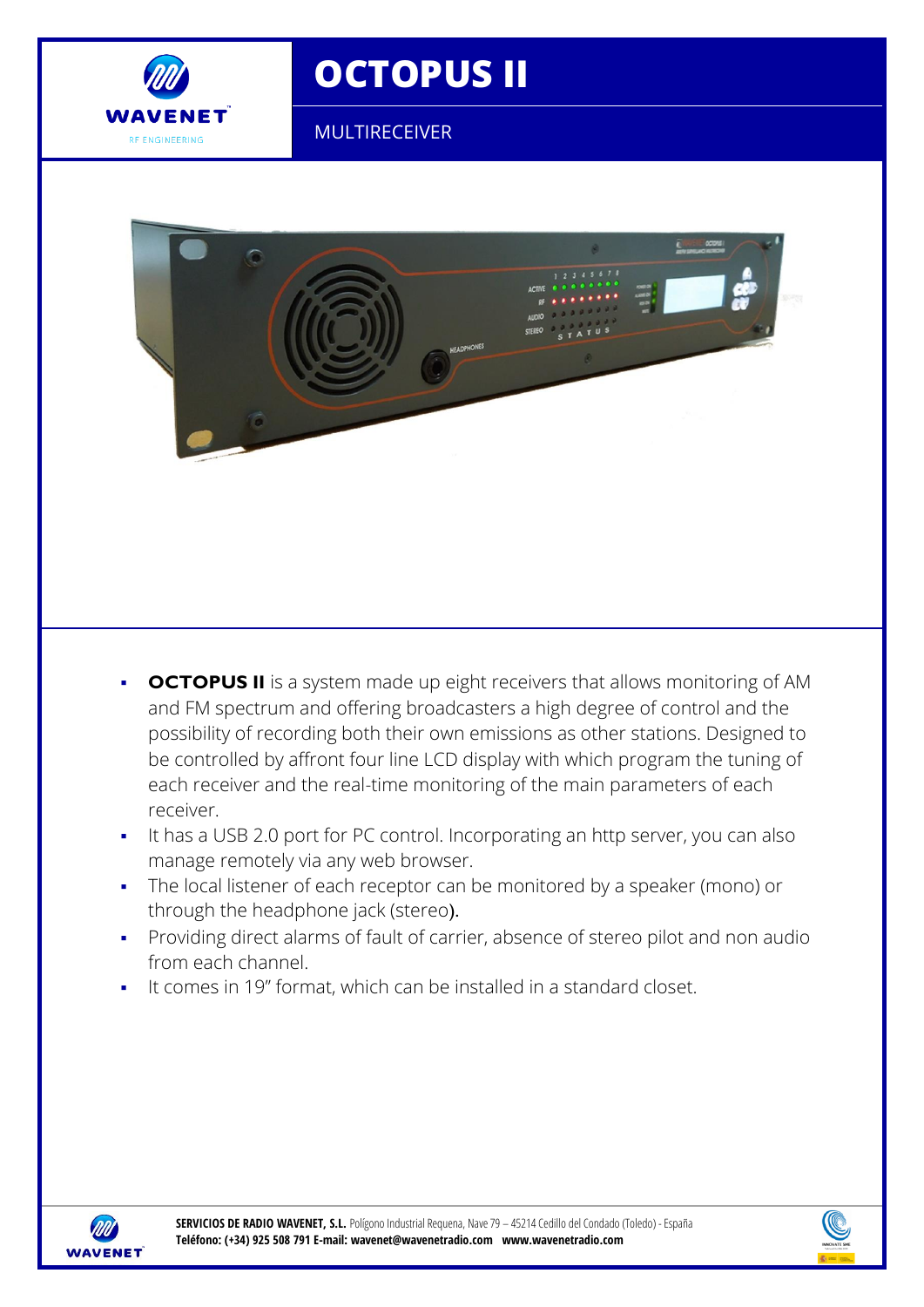# OCTOPUS II

MULTIRECEIVER

- **OCTOPUS II** is a system made up eight receivers that allows monitoring of AM and FM spectrum and offering broadcasters a high degree of control and the possibility of recording both their own emissions as other stations. Designed to be controlled by affront four line LCD display with which program the tuning of each receiver and the real-time monitoring of the main parameters of each receiver.
- It has a USB 2.0 port for PC control. Incorporating an http server, you can also manage remotely via any web browser.
- The local listener of each receptor can be monitored by a speaker (mono) or through the headphone jack (stereo).
- Providing direct alarms of fault of carrier, absence of stereo pilot and non audio from each channel.
- It comes in 19" format, which can be installed in a standard closet.

**SERVICIOS DE RADIO WAVENET, S.L.** Polígono Industrial Requena, Nave 79 – 45214 Cedillo del Condado (Toledo) - España
**Teléfono: (+34) 925 508 791 E-mail: wavenet@wavenetradio.com www.wavenetradio.com**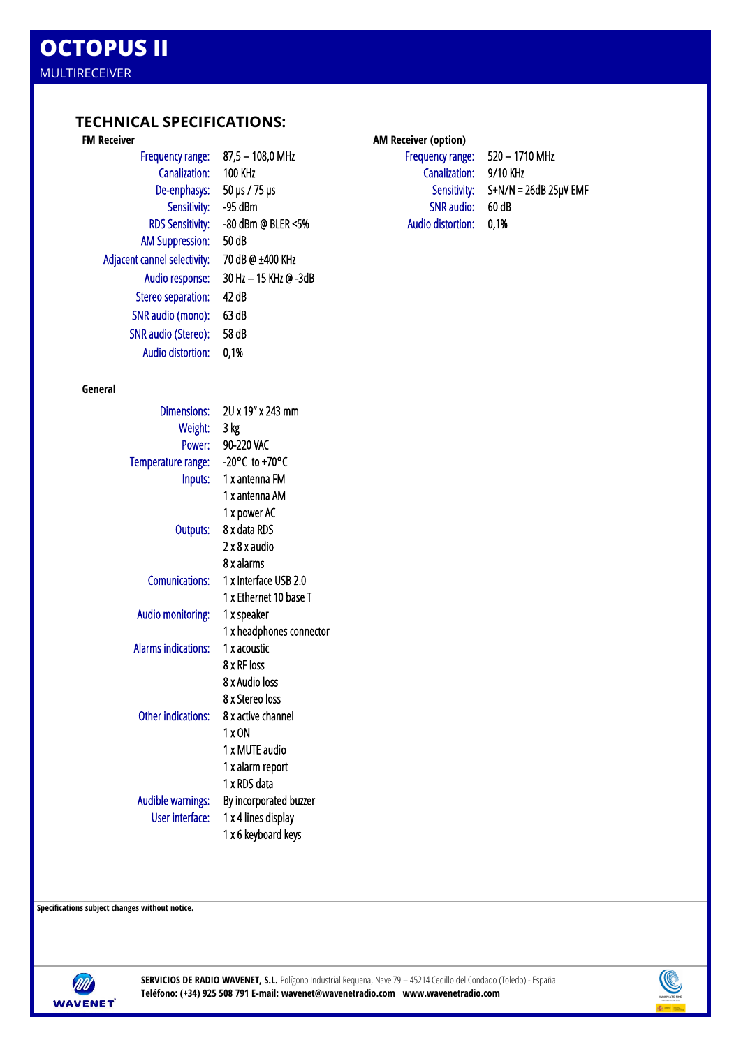# OCTOPUS II

MULTIRECEIVER

## TECHNICAL SPECIFICATIONS:

### FM Receiver

| | |
|---|---|
| Frequency range: | 87,5 – 108,0 MHz |
| Canalization: | 100 KHz |
| De-enphasys: | 50 µs / 75 µs |
| Sensitivity: | -95 dBm |
| RDS Sensitivity: | -80 dBm @ BLER <5% |
| AM Suppression: | 50 dB |
| Adjacent cannel selectivity: | 70 dB @ ±400 KHz |
| Audio response: | 30 Hz – 15 KHz @ -3dB |
| Stereo separation: | 42 dB |
| SNR audio (mono): | 63 dB |
| SNR audio (Stereo): | 58 dB |
| Audio distortion: | 0,1% |

### AM Receiver (option)

| | |
|---|---|
| Frequency range: | 520 – 1710 MHz |
| Canalization: | 9/10 KHz |
| Sensitivity: | S+N/N = 26dB 25µV EMF |
| SNR audio: | 60 dB |
| Audio distortion: | 0,1% |

### General

| | |
|---|---|
| Dimensions: | 2U x 19" x 243 mm |
| Weight: | 3 kg |
| Power: | 90-220 VAC |
| Temperature range: | -20°C to +70°C |
| Inputs: | 1 x antenna FM |
| | 1 x antenna AM |
| | 1 x power AC |
| Outputs: | 8 x data RDS |
| | 2 x 8 x audio |
| | 8 x alarms |
| Comunications: | 1 x Interface USB 2.0 |
| | 1 x Ethernet 10 base T |
| Audio monitoring: | 1 x speaker |
| | 1 x headphones connector |
| Alarms indications: | 1 x acoustic |
| | 8 x RF loss |
| | 8 x Audio loss |
| | 8 x Stereo loss |
| Other indications: | 8 x active channel |
| | 1 x ON |
| | 1 x MUTE audio |
| | 1 x alarm report |
| | 1 x RDS data |
| Audible warnings: | By incorporated buzzer |
| User interface: | 1 x 4 lines display |
| | 1 x 6 keyboard keys |

**Specifications subject changes without notice.**

**SERVICIOS DE RADIO WAVENET, S.L.** Polígono Industrial Requena, Nave 79 – 45214 Cedillo del Condado (Toledo) - España
**Teléfono: (+34) 925 508 791 E-mail: wavenet@wavenetradio.com www.wavenetradio.com**